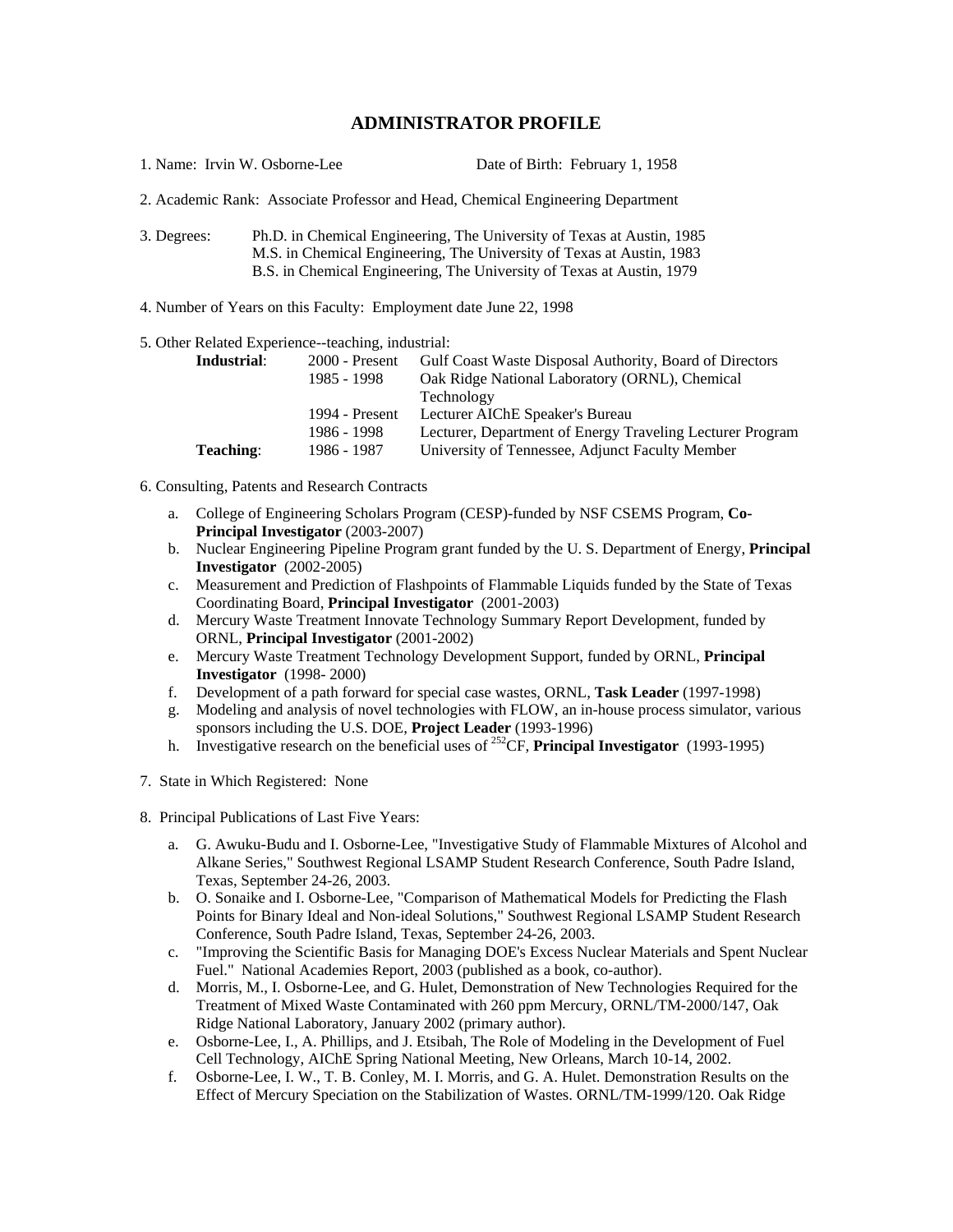# ADMINISTRATOR PROFILE

1. Name: Irvin W. Osborne-Lee    Date of Birth: February 1, 1958

2. Academic Rank: Associate Professor and Head, Chemical Engineering Department

3. Degrees: Ph.D. in Chemical Engineering, The University of Texas at Austin, 1985
   M.S. in Chemical Engineering, The University of Texas at Austin, 1983
   B.S. in Chemical Engineering, The University of Texas at Austin, 1979

4. Number of Years on this Faculty: Employment date June 22, 1998

5. Other Related Experience--teaching, industrial:

| | | |
|---|---|---|
| **Industrial**: | 2000 - Present | Gulf Coast Waste Disposal Authority, Board of Directors |
| | 1985 - 1998 | Oak Ridge National Laboratory (ORNL), Chemical Technology |
| | 1994 - Present | Lecturer AIChE Speaker's Bureau |
| | 1986 - 1998 | Lecturer, Department of Energy Traveling Lecturer Program |
| **Teaching**: | 1986 - 1987 | University of Tennessee, Adjunct Faculty Member |

6. Consulting, Patents and Research Contracts

   a. College of Engineering Scholars Program (CESP)-funded by NSF CSEMS Program, **Co-Principal Investigator** (2003-2007)
   b. Nuclear Engineering Pipeline Program grant funded by the U. S. Department of Energy, **Principal Investigator** (2002-2005)
   c. Measurement and Prediction of Flashpoints of Flammable Liquids funded by the State of Texas Coordinating Board, **Principal Investigator** (2001-2003)
   d. Mercury Waste Treatment Innovate Technology Summary Report Development, funded by ORNL, **Principal Investigator** (2001-2002)
   e. Mercury Waste Treatment Technology Development Support, funded by ORNL, **Principal Investigator** (1998- 2000)
   f. Development of a path forward for special case wastes, ORNL, **Task Leader** (1997-1998)
   g. Modeling and analysis of novel technologies with FLOW, an in-house process simulator, various sponsors including the U.S. DOE, **Project Leader** (1993-1996)
   h. Investigative research on the beneficial uses of $^{252}$CF, **Principal Investigator** (1993-1995)

7. State in Which Registered: None

8. Principal Publications of Last Five Years:

   a. G. Awuku-Budu and I. Osborne-Lee, "Investigative Study of Flammable Mixtures of Alcohol and Alkane Series," Southwest Regional LSAMP Student Research Conference, South Padre Island, Texas, September 24-26, 2003.
   b. O. Sonaike and I. Osborne-Lee, "Comparison of Mathematical Models for Predicting the Flash Points for Binary Ideal and Non-ideal Solutions," Southwest Regional LSAMP Student Research Conference, South Padre Island, Texas, September 24-26, 2003.
   c. "Improving the Scientific Basis for Managing DOE's Excess Nuclear Materials and Spent Nuclear Fuel." National Academies Report, 2003 (published as a book, co-author).
   d. Morris, M., I. Osborne-Lee, and G. Hulet, Demonstration of New Technologies Required for the Treatment of Mixed Waste Contaminated with 260 ppm Mercury, ORNL/TM-2000/147, Oak Ridge National Laboratory, January 2002 (primary author).
   e. Osborne-Lee, I., A. Phillips, and J. Etsibah, The Role of Modeling in the Development of Fuel Cell Technology, AIChE Spring National Meeting, New Orleans, March 10-14, 2002.
   f. Osborne-Lee, I. W., T. B. Conley, M. I. Morris, and G. A. Hulet. Demonstration Results on the Effect of Mercury Speciation on the Stabilization of Wastes. ORNL/TM-1999/120. Oak Ridge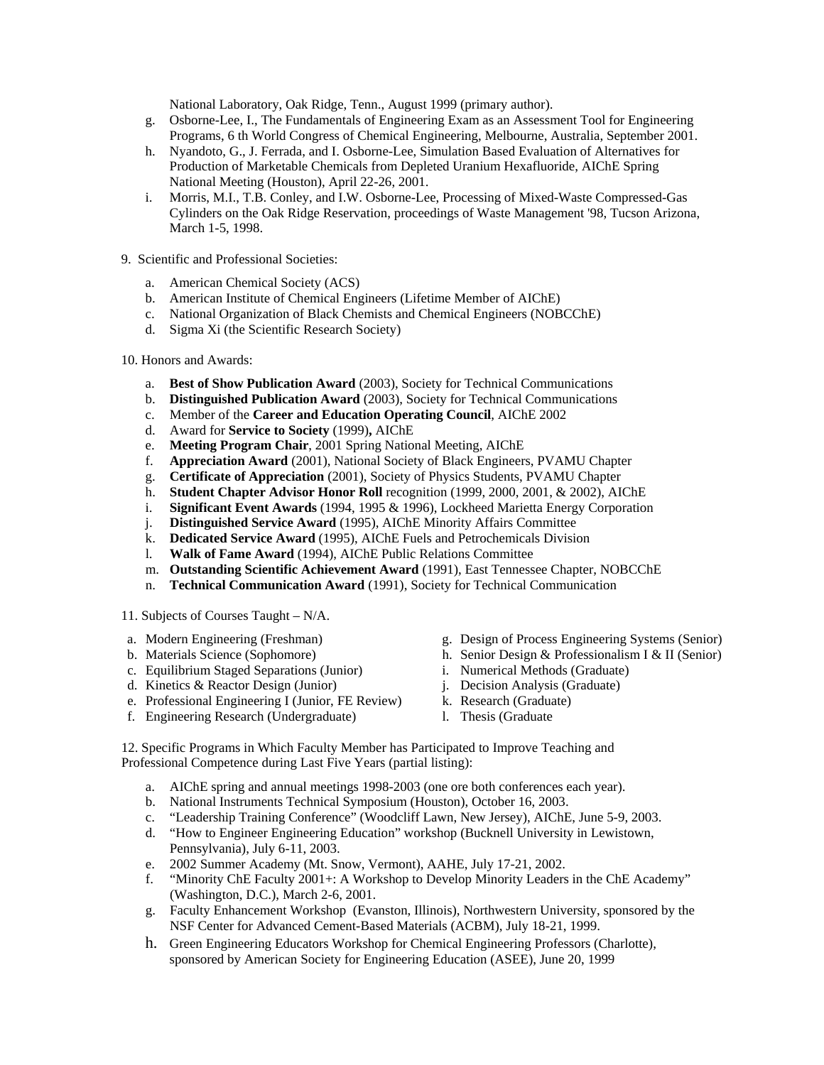National Laboratory, Oak Ridge, Tenn., August 1999 (primary author).

g. Osborne-Lee, I., The Fundamentals of Engineering Exam as an Assessment Tool for Engineering Programs, 6 th World Congress of Chemical Engineering, Melbourne, Australia, September 2001.
h. Nyandoto, G., J. Ferrada, and I. Osborne-Lee, Simulation Based Evaluation of Alternatives for Production of Marketable Chemicals from Depleted Uranium Hexafluoride, AIChE Spring National Meeting (Houston), April 22-26, 2001.
i. Morris, M.I., T.B. Conley, and I.W. Osborne-Lee, Processing of Mixed-Waste Compressed-Gas Cylinders on the Oak Ridge Reservation, proceedings of Waste Management '98, Tucson Arizona, March 1-5, 1998.

9. Scientific and Professional Societies:

a. American Chemical Society (ACS)
b. American Institute of Chemical Engineers (Lifetime Member of AIChE)
c. National Organization of Black Chemists and Chemical Engineers (NOBCChE)
d. Sigma Xi (the Scientific Research Society)

10. Honors and Awards:

a. **Best of Show Publication Award** (2003), Society for Technical Communications
b. **Distinguished Publication Award** (2003), Society for Technical Communications
c. Member of the **Career and Education Operating Council**, AIChE 2002
d. Award for **Service to Society** (1999)**,** AIChE
e. **Meeting Program Chair**, 2001 Spring National Meeting, AIChE
f. **Appreciation Award** (2001), National Society of Black Engineers, PVAMU Chapter
g. **Certificate of Appreciation** (2001), Society of Physics Students, PVAMU Chapter
h. **Student Chapter Advisor Honor Roll** recognition (1999, 2000, 2001, & 2002), AIChE
i. **Significant Event Awards** (1994, 1995 & 1996), Lockheed Marietta Energy Corporation
j. **Distinguished Service Award** (1995), AIChE Minority Affairs Committee
k. **Dedicated Service Award** (1995), AIChE Fuels and Petrochemicals Division
l. **Walk of Fame Award** (1994), AIChE Public Relations Committee
m. **Outstanding Scientific Achievement Award** (1991), East Tennessee Chapter, NOBCChE
n. **Technical Communication Award** (1991), Society for Technical Communication

11. Subjects of Courses Taught – N/A.

a. Modern Engineering (Freshman)
b. Materials Science (Sophomore)
c. Equilibrium Staged Separations (Junior)
d. Kinetics & Reactor Design (Junior)
e. Professional Engineering I (Junior, FE Review)
f. Engineering Research (Undergraduate)
g. Design of Process Engineering Systems (Senior)
h. Senior Design & Professionalism I & II (Senior)
i. Numerical Methods (Graduate)
j. Decision Analysis (Graduate)
k. Research (Graduate)
l. Thesis (Graduate

12. Specific Programs in Which Faculty Member has Participated to Improve Teaching and Professional Competence during Last Five Years (partial listing):

a. AIChE spring and annual meetings 1998-2003 (one ore both conferences each year).
b. National Instruments Technical Symposium (Houston), October 16, 2003.
c. "Leadership Training Conference" (Woodcliff Lawn, New Jersey), AIChE, June 5-9, 2003.
d. "How to Engineer Engineering Education" workshop (Bucknell University in Lewistown, Pennsylvania), July 6-11, 2003.
e. 2002 Summer Academy (Mt. Snow, Vermont), AAHE, July 17-21, 2002.
f. "Minority ChE Faculty 2001+: A Workshop to Develop Minority Leaders in the ChE Academy" (Washington, D.C.), March 2-6, 2001.
g. Faculty Enhancement Workshop (Evanston, Illinois), Northwestern University, sponsored by the NSF Center for Advanced Cement-Based Materials (ACBM), July 18-21, 1999.
h. Green Engineering Educators Workshop for Chemical Engineering Professors (Charlotte), sponsored by American Society for Engineering Education (ASEE), June 20, 1999